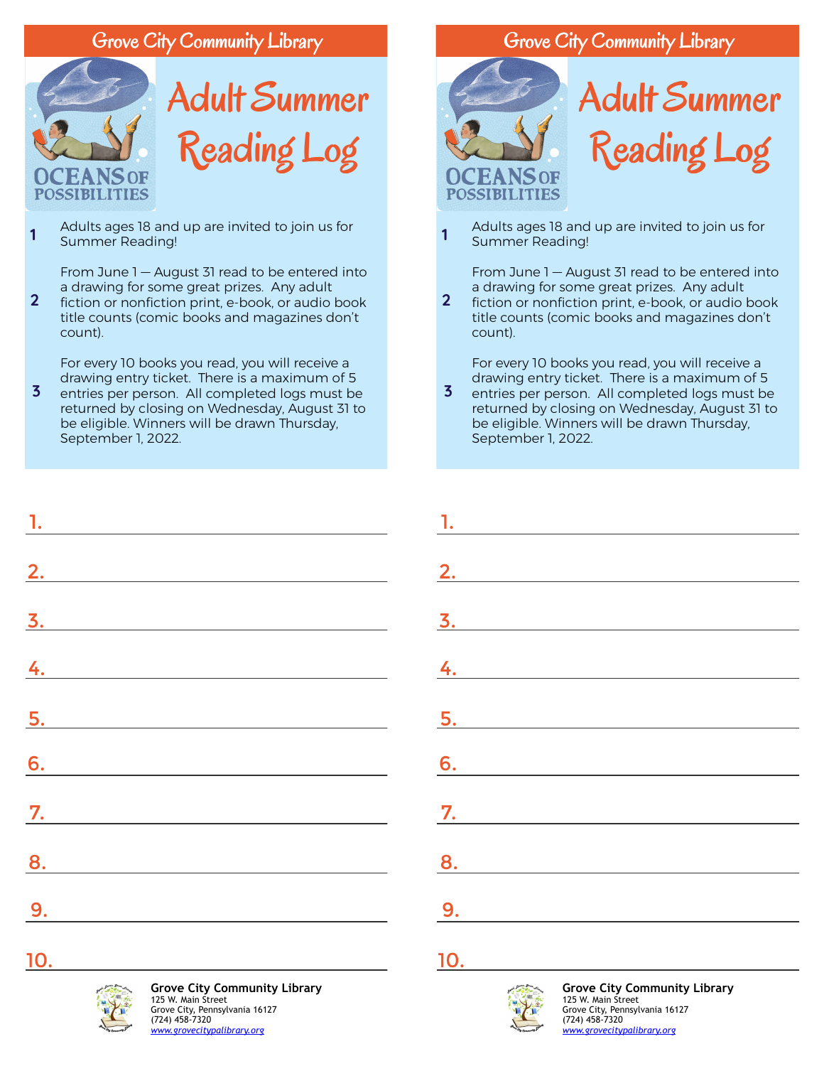# Grove City Community Library

## Adult Summer Reading Log

OCEANS OF POSSIBILITIES

1. Adults ages 18 and up are invited to join us for Summer Reading!

2. From June 1 — August 31 read to be entered into a drawing for some great prizes. Any adult fiction or nonfiction print, e-book, or audio book title counts (comic books and magazines don't count).

3. For every 10 books you read, you will receive a drawing entry ticket. There is a maximum of 5 entries per person. All completed logs must be returned by closing on Wednesday, August 31 to be eligible. Winners will be drawn Thursday, September 1, 2022.

1. ______________________

2. ______________________

3. ______________________

4. ______________________

5. ______________________

6. ______________________

7. ______________________

8. ______________________

9. ______________________

10. ______________________

**Grove City Community Library**
125 W. Main Street
Grove City, Pennsylvania 16127
(724) 458-7320
*www.grovecitypalibrary.org*

# Grove City Community Library

## Adult Summer Reading Log

OCEANS OF POSSIBILITIES

1. Adults ages 18 and up are invited to join us for Summer Reading!

2. From June 1 — August 31 read to be entered into a drawing for some great prizes. Any adult fiction or nonfiction print, e-book, or audio book title counts (comic books and magazines don't count).

3. For every 10 books you read, you will receive a drawing entry ticket. There is a maximum of 5 entries per person. All completed logs must be returned by closing on Wednesday, August 31 to be eligible. Winners will be drawn Thursday, September 1, 2022.

1. ______________________

2. ______________________

3. ______________________

4. ______________________

5. ______________________

6. ______________________

7. ______________________

8. ______________________

9. ______________________

10. ______________________

**Grove City Community Library**
125 W. Main Street
Grove City, Pennsylvania 16127
(724) 458-7320
*www.grovecitypalibrary.org*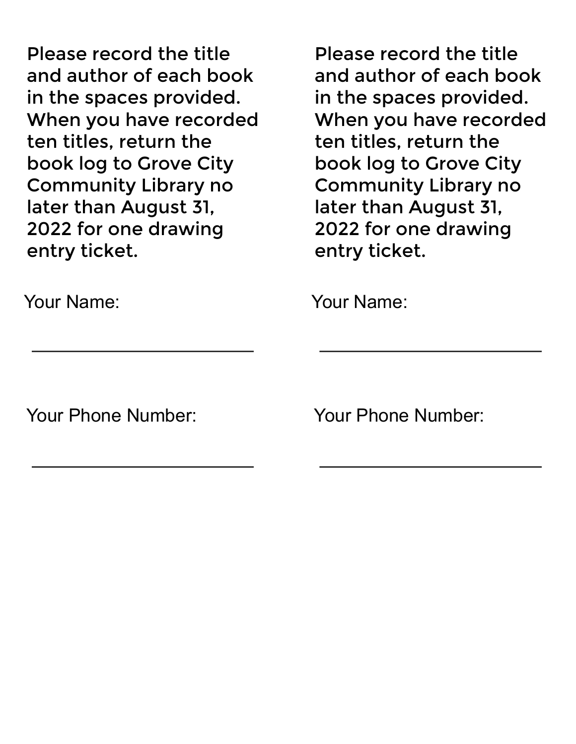Please record the title and author of each book in the spaces provided. When you have recorded ten titles, return the book log to Grove City Community Library no later than August 31, 2022 for one drawing entry ticket.

Your Name:

\_\_\_\_\_\_\_\_\_\_\_\_\_\_\_\_\_\_\_\_\_\_\_\_

Your Phone Number:

\_\_\_\_\_\_\_\_\_\_\_\_\_\_\_\_\_\_\_\_\_\_\_\_

Please record the title and author of each book in the spaces provided. When you have recorded ten titles, return the book log to Grove City Community Library no later than August 31, 2022 for one drawing entry ticket.

Your Name:

\_\_\_\_\_\_\_\_\_\_\_\_\_\_\_\_\_\_\_\_\_\_\_\_

Your Phone Number:

\_\_\_\_\_\_\_\_\_\_\_\_\_\_\_\_\_\_\_\_\_\_\_\_